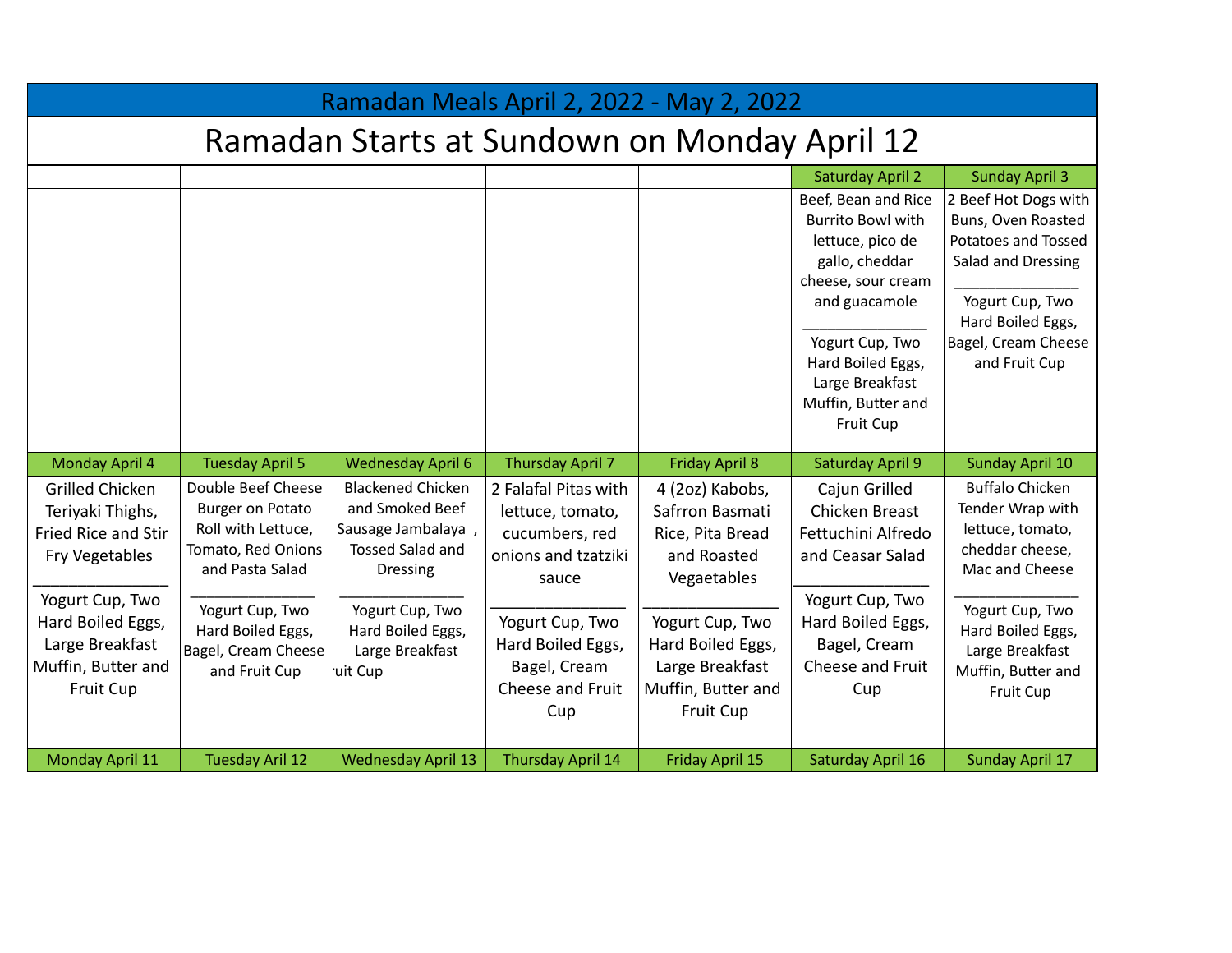# Ramadan Meals April 2, 2022 - May 2, 2022

## Ramadan Starts at Sundown on Monday April 12

| | | | | | Saturday April 2 | Sunday April 3 |
|---|---|---|---|---|---|---|
| | | | | | Beef, Bean and Rice Burrito Bowl with lettuce, pico de gallo, cheddar cheese, sour cream and guacamole<br>_______________<br>Yogurt Cup, Two Hard Boiled Eggs, Large Breakfast Muffin, Butter and Fruit Cup | 2 Beef Hot Dogs with Buns, Oven Roasted Potatoes and Tossed Salad and Dressing<br>_______________<br>Yogurt Cup, Two Hard Boiled Eggs, Bagel, Cream Cheese and Fruit Cup |
| **Monday April 4** | **Tuesday April 5** | **Wednesday April 6** | **Thursday April 7** | **Friday April 8** | **Saturday April 9** | **Sunday April 10** |
| Grilled Chicken Teriyaki Thighs, Fried Rice and Stir Fry Vegetables<br>_______________<br>Yogurt Cup, Two Hard Boiled Eggs, Large Breakfast Muffin, Butter and Fruit Cup | Double Beef Cheese Burger on Potato Roll with Lettuce, Tomato, Red Onions and Pasta Salad<br>_______________<br>Yogurt Cup, Two Hard Boiled Eggs, Bagel, Cream Cheese and Fruit Cup | Blackened Chicken and Smoked Beef Sausage Jambalaya , Tossed Salad and Dressing<br>_______________<br>Yogurt Cup, Two Hard Boiled Eggs, Large Breakfast uit Cup | 2 Falafal Pitas with lettuce, tomato, cucumbers, red onions and tzatziki sauce<br>_______________<br>Yogurt Cup, Two Hard Boiled Eggs, Bagel, Cream Cheese and Fruit Cup | 4 (2oz) Kabobs, Safrron Basmati Rice, Pita Bread and Roasted Vegaetables<br>_______________<br>Yogurt Cup, Two Hard Boiled Eggs, Large Breakfast Muffin, Butter and Fruit Cup | Cajun Grilled Chicken Breast Fettuchini Alfredo and Ceasar Salad<br>_______________<br>Yogurt Cup, Two Hard Boiled Eggs, Bagel, Cream Cheese and Fruit Cup | Buffalo Chicken Tender Wrap with lettuce, tomato, cheddar cheese, Mac and Cheese<br>_______________<br>Yogurt Cup, Two Hard Boiled Eggs, Large Breakfast Muffin, Butter and Fruit Cup |
| **Monday April 11** | **Tuesday Aril 12** | **Wednesday April 13** | **Thursday April 14** | **Friday April 15** | **Saturday April 16** | **Sunday April 17** |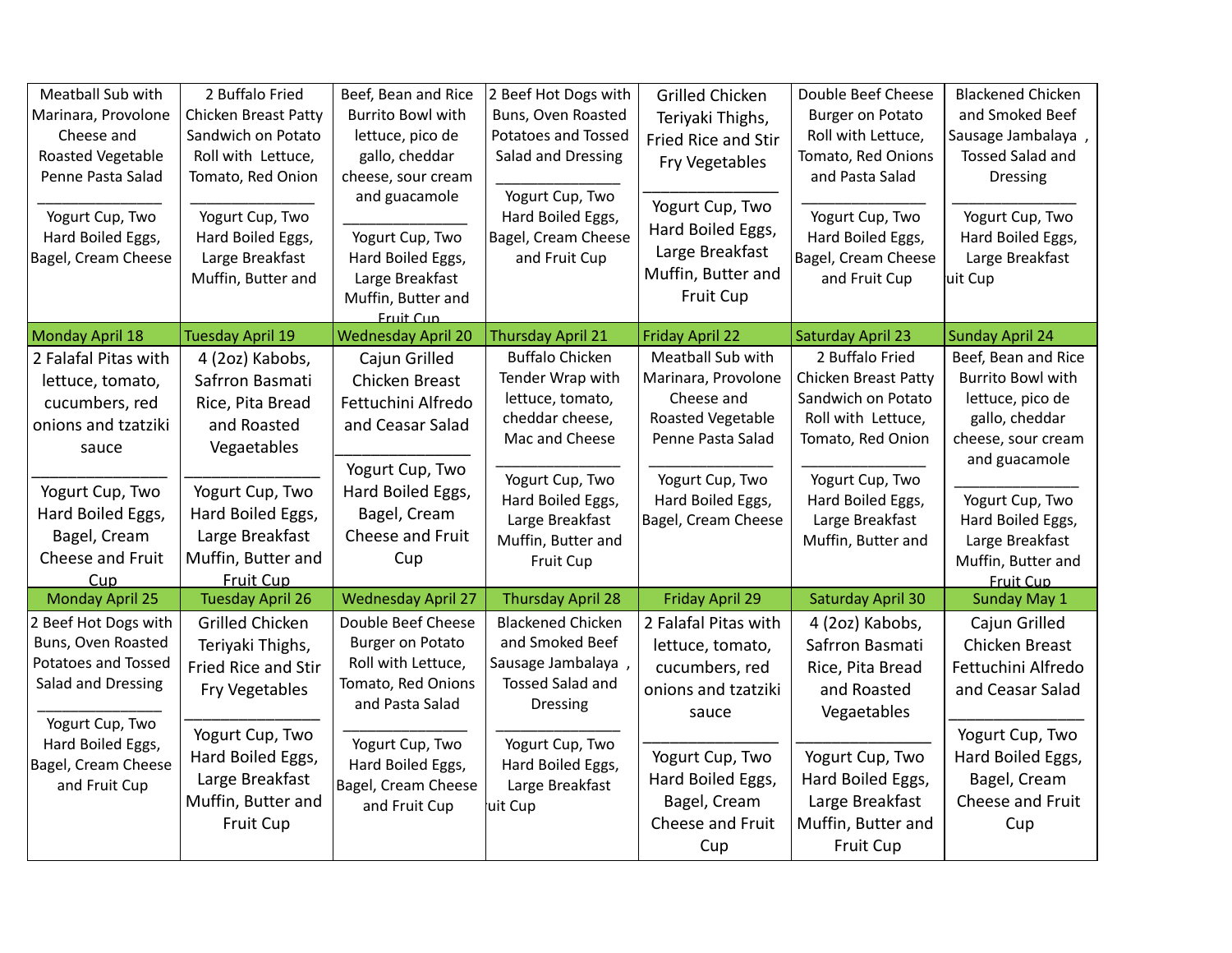| | | | | | | |
|---|---|---|---|---|---|---|
| Meatball Sub with Marinara, Provolone Cheese and Roasted Vegetable Penne Pasta Salad<br>_______________<br>Yogurt Cup, Two Hard Boiled Eggs, Bagel, Cream Cheese | 2 Buffalo Fried Chicken Breast Patty Sandwich on Potato Roll with Lettuce, Tomato, Red Onion<br>_______________<br>Yogurt Cup, Two Hard Boiled Eggs, Large Breakfast Muffin, Butter and | Beef, Bean and Rice Burrito Bowl with lettuce, pico de gallo, cheddar cheese, sour cream and guacamole<br>_______________<br>Yogurt Cup, Two Hard Boiled Eggs, Large Breakfast Muffin, Butter and Fruit Cup | 2 Beef Hot Dogs with Buns, Oven Roasted Potatoes and Tossed Salad and Dressing<br>_______________<br>Yogurt Cup, Two Hard Boiled Eggs, Bagel, Cream Cheese and Fruit Cup | Grilled Chicken Teriyaki Thighs, Fried Rice and Stir Fry Vegetables<br>_______________<br>Yogurt Cup, Two Hard Boiled Eggs, Large Breakfast Muffin, Butter and Fruit Cup | Double Beef Cheese Burger on Potato Roll with Lettuce, Tomato, Red Onions and Pasta Salad<br>_______________<br>Yogurt Cup, Two Hard Boiled Eggs, Bagel, Cream Cheese and Fruit Cup | Blackened Chicken and Smoked Beef Sausage Jambalaya , Tossed Salad and Dressing<br>_______________<br>Yogurt Cup, Two Hard Boiled Eggs, Large Breakfast uit Cup |
| **Monday April 18** | **Tuesday April 19** | **Wednesday April 20** | **Thursday April 21** | **Friday April 22** | **Saturday April 23** | **Sunday April 24** |
| 2 Falafal Pitas with lettuce, tomato, cucumbers, red onions and tzatziki sauce<br>_______________<br>Yogurt Cup, Two Hard Boiled Eggs, Bagel, Cream Cheese and Fruit Cup | 4 (2oz) Kabobs, Safrron Basmati Rice, Pita Bread and Roasted Vegaetables<br>_______________<br>Yogurt Cup, Two Hard Boiled Eggs, Large Breakfast Muffin, Butter and Fruit Cup | Cajun Grilled Chicken Breast Fettuchini Alfredo and Ceasar Salad<br>_______________<br>Yogurt Cup, Two Hard Boiled Eggs, Bagel, Cream Cheese and Fruit Cup | Buffalo Chicken Tender Wrap with lettuce, tomato, cheddar cheese, Mac and Cheese<br>_______________<br>Yogurt Cup, Two Hard Boiled Eggs, Large Breakfast Muffin, Butter and Fruit Cup | Meatball Sub with Marinara, Provolone Cheese and Roasted Vegetable Penne Pasta Salad<br>_______________<br>Yogurt Cup, Two Hard Boiled Eggs, Bagel, Cream Cheese | 2 Buffalo Fried Chicken Breast Patty Sandwich on Potato Roll with Lettuce, Tomato, Red Onion<br>_______________<br>Yogurt Cup, Two Hard Boiled Eggs, Large Breakfast Muffin, Butter and | Beef, Bean and Rice Burrito Bowl with lettuce, pico de gallo, cheddar cheese, sour cream and guacamole<br>_______________<br>Yogurt Cup, Two Hard Boiled Eggs, Large Breakfast Muffin, Butter and Fruit Cup |
| **Monday April 25** | **Tuesday April 26** | **Wednesday April 27** | **Thursday April 28** | **Friday April 29** | **Saturday April 30** | **Sunday May 1** |
| 2 Beef Hot Dogs with Buns, Oven Roasted Potatoes and Tossed Salad and Dressing<br>_______________<br>Yogurt Cup, Two Hard Boiled Eggs, Bagel, Cream Cheese and Fruit Cup | Grilled Chicken Teriyaki Thighs, Fried Rice and Stir Fry Vegetables<br>_______________<br>Yogurt Cup, Two Hard Boiled Eggs, Large Breakfast Muffin, Butter and Fruit Cup | Double Beef Cheese Burger on Potato Roll with Lettuce, Tomato, Red Onions and Pasta Salad<br>_______________<br>Yogurt Cup, Two Hard Boiled Eggs, Bagel, Cream Cheese and Fruit Cup | Blackened Chicken and Smoked Beef Sausage Jambalaya , Tossed Salad and Dressing<br>_______________<br>Yogurt Cup, Two Hard Boiled Eggs, Large Breakfast uit Cup | 2 Falafal Pitas with lettuce, tomato, cucumbers, red onions and tzatziki sauce<br>_______________<br>Yogurt Cup, Two Hard Boiled Eggs, Bagel, Cream Cheese and Fruit Cup | 4 (2oz) Kabobs, Safrron Basmati Rice, Pita Bread and Roasted Vegetables<br>_______________<br>Yogurt Cup, Two Hard Boiled Eggs, Large Breakfast Muffin, Butter and Fruit Cup | Cajun Grilled Chicken Breast Fettuchini Alfredo and Ceasar Salad<br>_______________<br>Yogurt Cup, Two Hard Boiled Eggs, Bagel, Cream Cheese and Fruit Cup |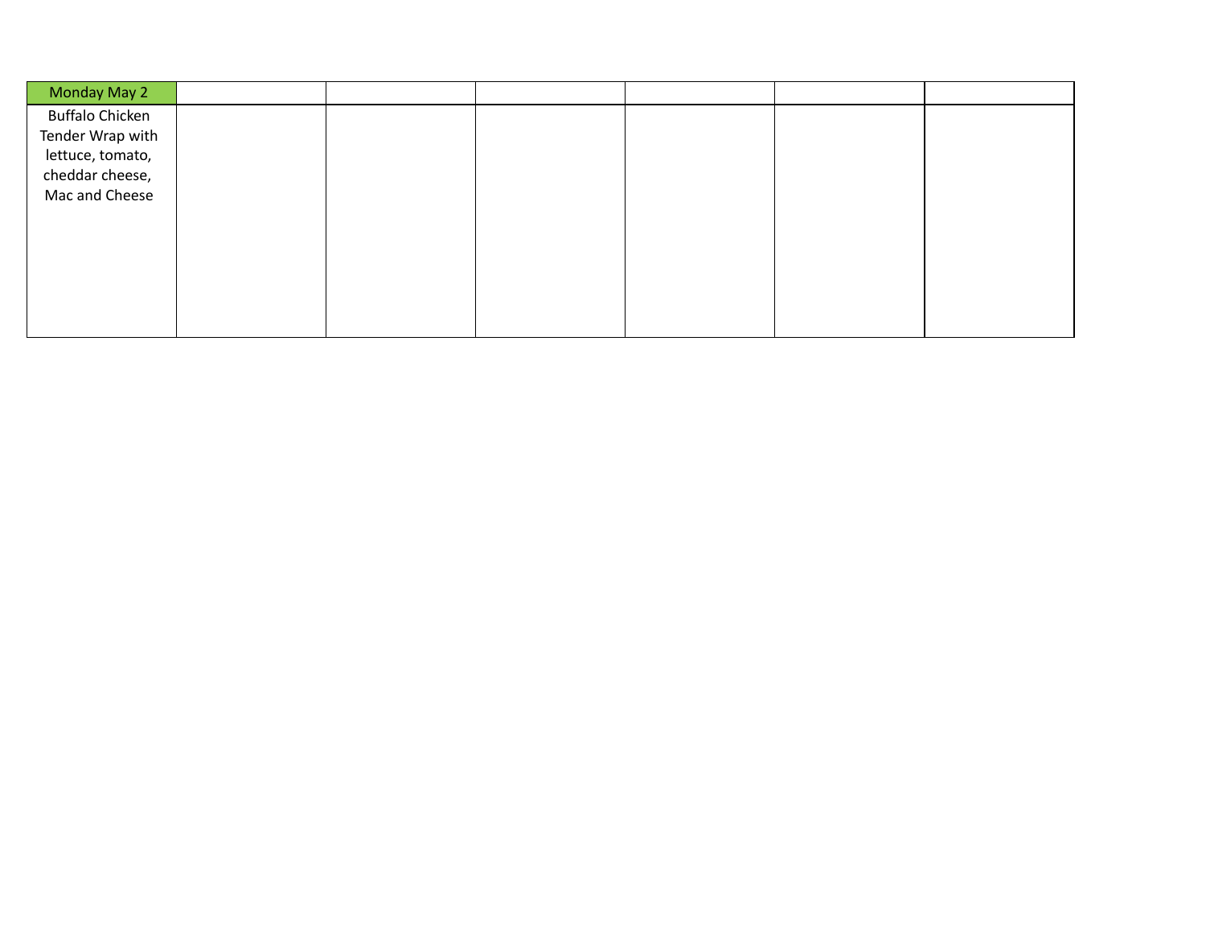| Monday May 2 | | | | | | |
|---|---|---|---|---|---|---|
| Buffalo Chicken Tender Wrap with lettuce, tomato, cheddar cheese, Mac and Cheese | | | | | | |